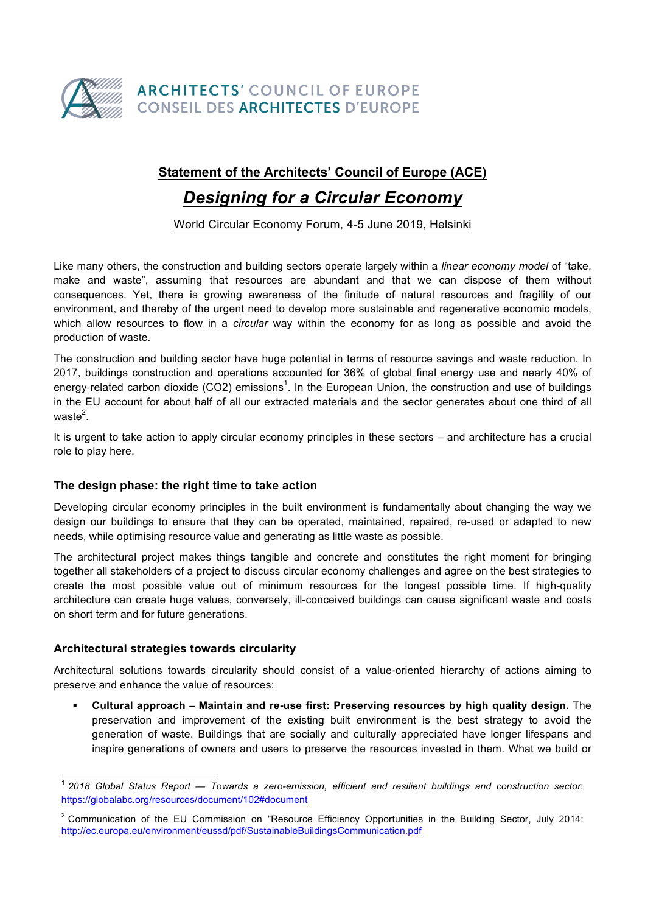ARCHITECTS' COUNCIL OF EUROPE
CONSEIL DES ARCHITECTES D'EUROPE

# Statement of the Architects' Council of Europe (ACE)

## *Designing for a Circular Economy*

World Circular Economy Forum, 4-5 June 2019, Helsinki

Like many others, the construction and building sectors operate largely within a *linear economy model* of "take, make and waste", assuming that resources are abundant and that we can dispose of them without consequences. Yet, there is growing awareness of the finitude of natural resources and fragility of our environment, and thereby of the urgent need to develop more sustainable and regenerative economic models, which allow resources to flow in a *circular* way within the economy for as long as possible and avoid the production of waste.

The construction and building sector have huge potential in terms of resource savings and waste reduction. In 2017, buildings construction and operations accounted for 36% of global final energy use and nearly 40% of energy-related carbon dioxide ($CO_2$) emissions[1]. In the European Union, the construction and use of buildings in the EU account for about half of all our extracted materials and the sector generates about one third of all waste[2].

It is urgent to take action to apply circular economy principles in these sectors – and architecture has a crucial role to play here.

### The design phase: the right time to take action

Developing circular economy principles in the built environment is fundamentally about changing the way we design our buildings to ensure that they can be operated, maintained, repaired, re-used or adapted to new needs, while optimising resource value and generating as little waste as possible.

The architectural project makes things tangible and concrete and constitutes the right moment for bringing together all stakeholders of a project to discuss circular economy challenges and agree on the best strategies to create the most possible value out of minimum resources for the longest possible time. If high-quality architecture can create huge values, conversely, ill-conceived buildings can cause significant waste and costs on short term and for future generations.

### Architectural strategies towards circularity

Architectural solutions towards circularity should consist of a value-oriented hierarchy of actions aiming to preserve and enhance the value of resources:

- **Cultural approach** – **Maintain and re-use first: Preserving resources by high quality design.** The preservation and improvement of the existing built environment is the best strategy to avoid the generation of waste. Buildings that are socially and culturally appreciated have longer lifespans and inspire generations of owners and users to preserve the resources invested in them. What we build or

---

[1] *2018 Global Status Report — Towards a zero-emission, efficient and resilient buildings and construction sector*: https://globalabc.org/resources/document/102#document

[2] Communication of the EU Commission on "Resource Efficiency Opportunities in the Building Sector, July 2014: http://ec.europa.eu/environment/eussd/pdf/SustainableBuildingsCommunication.pdf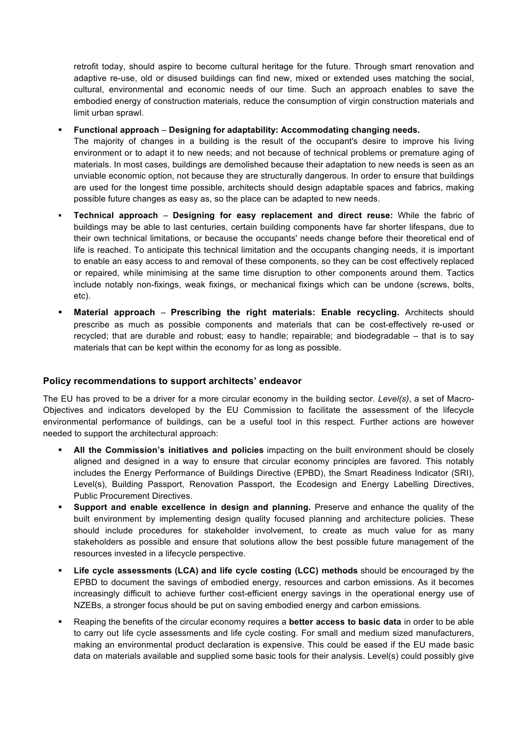retrofit today, should aspire to become cultural heritage for the future. Through smart renovation and adaptive re-use, old or disused buildings can find new, mixed or extended uses matching the social, cultural, environmental and economic needs of our time. Such an approach enables to save the embodied energy of construction materials, reduce the consumption of virgin construction materials and limit urban sprawl.

- **Functional approach** – **Designing for adaptability: Accommodating changing needs.** The majority of changes in a building is the result of the occupant's desire to improve his living environment or to adapt it to new needs; and not because of technical problems or premature aging of materials. In most cases, buildings are demolished because their adaptation to new needs is seen as an unviable economic option, not because they are structurally dangerous. In order to ensure that buildings are used for the longest time possible, architects should design adaptable spaces and fabrics, making possible future changes as easy as, so the place can be adapted to new needs.
- **Technical approach** – **Designing for easy replacement and direct reuse:** While the fabric of buildings may be able to last centuries, certain building components have far shorter lifespans, due to their own technical limitations, or because the occupants' needs change before their theoretical end of life is reached. To anticipate this technical limitation and the occupants changing needs, it is important to enable an easy access to and removal of these components, so they can be cost effectively replaced or repaired, while minimising at the same time disruption to other components around them. Tactics include notably non-fixings, weak fixings, or mechanical fixings which can be undone (screws, bolts, etc).
- **Material approach** – **Prescribing the right materials: Enable recycling.** Architects should prescribe as much as possible components and materials that can be cost-effectively re-used or recycled; that are durable and robust; easy to handle; repairable; and biodegradable – that is to say materials that can be kept within the economy for as long as possible.

### Policy recommendations to support architects' endeavor

The EU has proved to be a driver for a more circular economy in the building sector. *Level(s)*, a set of Macro-Objectives and indicators developed by the EU Commission to facilitate the assessment of the lifecycle environmental performance of buildings, can be a useful tool in this respect. Further actions are however needed to support the architectural approach:

- **All the Commission's initiatives and policies** impacting on the built environment should be closely aligned and designed in a way to ensure that circular economy principles are favored. This notably includes the Energy Performance of Buildings Directive (EPBD), the Smart Readiness Indicator (SRI), Level(s), Building Passport, Renovation Passport, the Ecodesign and Energy Labelling Directives, Public Procurement Directives.
- **Support and enable excellence in design and planning.** Preserve and enhance the quality of the built environment by implementing design quality focused planning and architecture policies. These should include procedures for stakeholder involvement, to create as much value for as many stakeholders as possible and ensure that solutions allow the best possible future management of the resources invested in a lifecycle perspective.
- **Life cycle assessments (LCA) and life cycle costing (LCC) methods** should be encouraged by the EPBD to document the savings of embodied energy, resources and carbon emissions. As it becomes increasingly difficult to achieve further cost-efficient energy savings in the operational energy use of NZEBs, a stronger focus should be put on saving embodied energy and carbon emissions.
- Reaping the benefits of the circular economy requires a **better access to basic data** in order to be able to carry out life cycle assessments and life cycle costing. For small and medium sized manufacturers, making an environmental product declaration is expensive. This could be eased if the EU made basic data on materials available and supplied some basic tools for their analysis. Level(s) could possibly give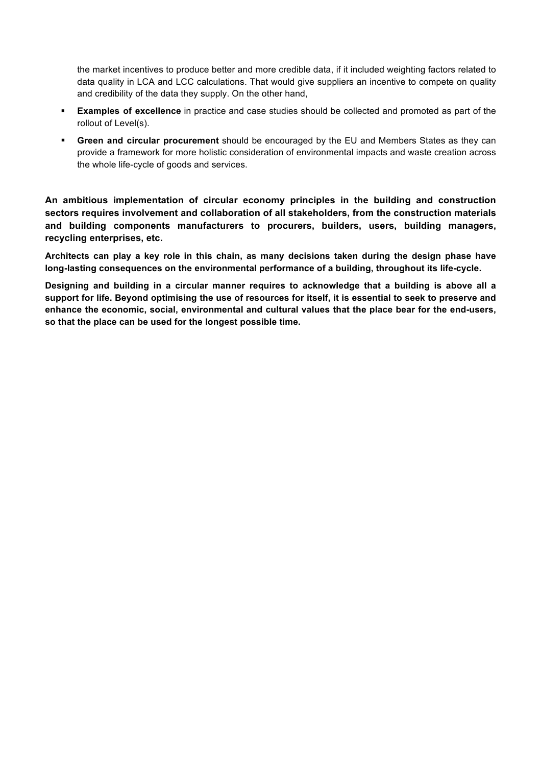the market incentives to produce better and more credible data, if it included weighting factors related to data quality in LCA and LCC calculations. That would give suppliers an incentive to compete on quality and credibility of the data they supply. On the other hand,

- **Examples of excellence** in practice and case studies should be collected and promoted as part of the rollout of Level(s).
- **Green and circular procurement** should be encouraged by the EU and Members States as they can provide a framework for more holistic consideration of environmental impacts and waste creation across the whole life-cycle of goods and services.

**An ambitious implementation of circular economy principles in the building and construction sectors requires involvement and collaboration of all stakeholders, from the construction materials and building components manufacturers to procurers, builders, users, building managers, recycling enterprises, etc.**

**Architects can play a key role in this chain, as many decisions taken during the design phase have long-lasting consequences on the environmental performance of a building, throughout its life-cycle.**

**Designing and building in a circular manner requires to acknowledge that a building is above all a support for life. Beyond optimising the use of resources for itself, it is essential to seek to preserve and enhance the economic, social, environmental and cultural values that the place bear for the end-users, so that the place can be used for the longest possible time.**